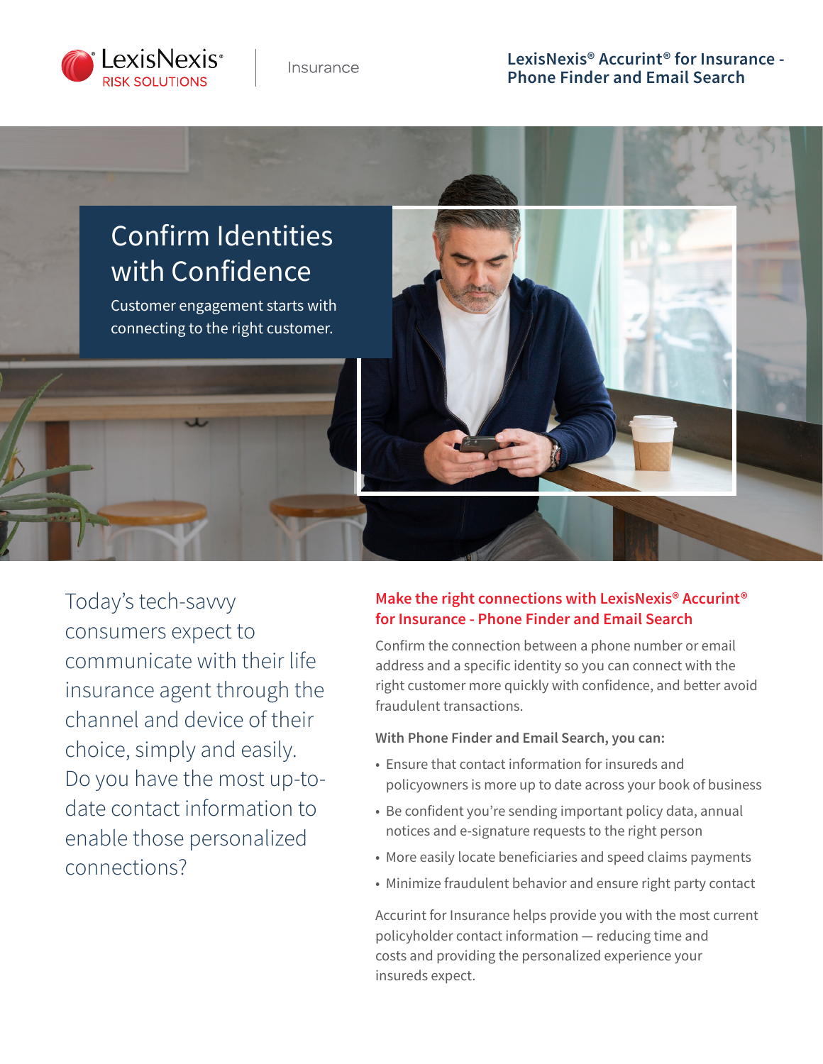LexisNexis® RISK SOLUTIONS | Insurance

**LexisNexis® Accurint® for Insurance - Phone Finder and Email Search**

# Confirm Identities with Confidence

Customer engagement starts with connecting to the right customer.

Today's tech-savvy consumers expect to communicate with their life insurance agent through the channel and device of their choice, simply and easily. Do you have the most up-to-date contact information to enable those personalized connections?

## Make the right connections with LexisNexis® Accurint® for Insurance - Phone Finder and Email Search

Confirm the connection between a phone number or email address and a specific identity so you can connect with the right customer more quickly with confidence, and better avoid fraudulent transactions.

**With Phone Finder and Email Search, you can:**

- Ensure that contact information for insureds and policyowners is more up to date across your book of business
- Be confident you're sending important policy data, annual notices and e-signature requests to the right person
- More easily locate beneficiaries and speed claims payments
- Minimize fraudulent behavior and ensure right party contact

Accurint for Insurance helps provide you with the most current policyholder contact information — reducing time and costs and providing the personalized experience your insureds expect.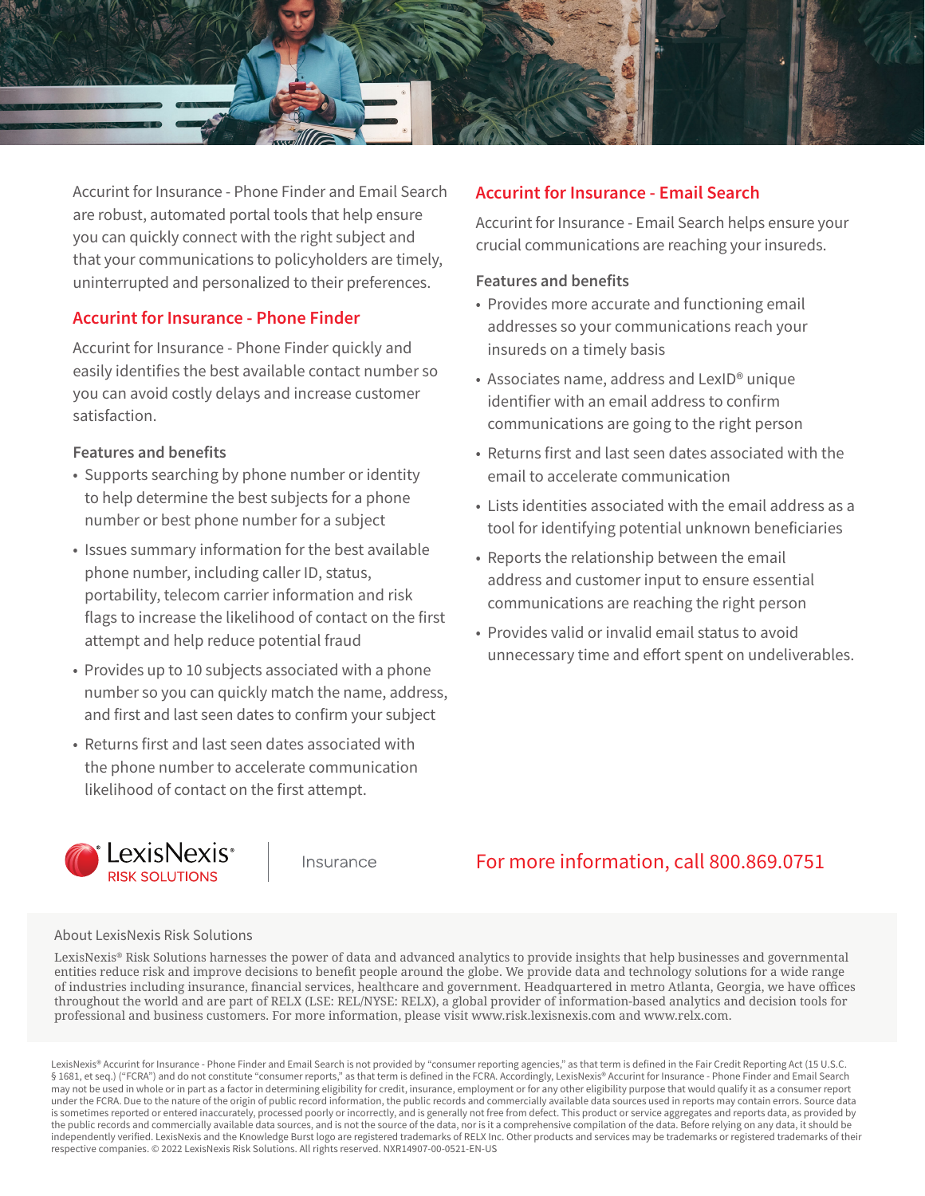Accurint for Insurance - Phone Finder and Email Search are robust, automated portal tools that help ensure you can quickly connect with the right subject and that your communications to policyholders are timely, uninterrupted and personalized to their preferences.

## Accurint for Insurance - Phone Finder

Accurint for Insurance - Phone Finder quickly and easily identifies the best available contact number so you can avoid costly delays and increase customer satisfaction.

### Features and benefits

- Supports searching by phone number or identity to help determine the best subjects for a phone number or best phone number for a subject
- Issues summary information for the best available phone number, including caller ID, status, portability, telecom carrier information and risk flags to increase the likelihood of contact on the first attempt and help reduce potential fraud
- Provides up to 10 subjects associated with a phone number so you can quickly match the name, address, and first and last seen dates to confirm your subject
- Returns first and last seen dates associated with the phone number to accelerate communication likelihood of contact on the first attempt.

## Accurint for Insurance - Email Search

Accurint for Insurance - Email Search helps ensure your crucial communications are reaching your insureds.

### Features and benefits

- Provides more accurate and functioning email addresses so your communications reach your insureds on a timely basis
- Associates name, address and LexID® unique identifier with an email address to confirm communications are going to the right person
- Returns first and last seen dates associated with the email to accelerate communication
- Lists identities associated with the email address as a tool for identifying potential unknown beneficiaries
- Reports the relationship between the email address and customer input to ensure essential communications are reaching the right person
- Provides valid or invalid email status to avoid unnecessary time and effort spent on undeliverables.

LexisNexis® RISK SOLUTIONS | Insurance

For more information, call 800.869.0751

About LexisNexis Risk Solutions

LexisNexis® Risk Solutions harnesses the power of data and advanced analytics to provide insights that help businesses and governmental entities reduce risk and improve decisions to benefit people around the globe. We provide data and technology solutions for a wide range of industries including insurance, financial services, healthcare and government. Headquartered in metro Atlanta, Georgia, we have offices throughout the world and are part of RELX (LSE: REL/NYSE: RELX), a global provider of information-based analytics and decision tools for professional and business customers. For more information, please visit www.risk.lexisnexis.com and www.relx.com.

LexisNexis® Accurint for Insurance - Phone Finder and Email Search is not provided by "consumer reporting agencies," as that term is defined in the Fair Credit Reporting Act (15 U.S.C. § 1681, et seq.) ("FCRA") and do not constitute "consumer reports," as that term is defined in the FCRA. Accordingly, LexisNexis® Accurint for Insurance - Phone Finder and Email Search may not be used in whole or in part as a factor in determining eligibility for credit, insurance, employment or for any other eligibility purpose that would qualify it as a consumer report under the FCRA. Due to the nature of the origin of public record information, the public records and commercially available data sources used in reports may contain errors. Source data is sometimes reported or entered inaccurately, processed poorly or incorrectly, and is generally not free from defect. This product or service aggregates and reports data, as provided by the public records and commercially available data sources, and is not the source of the data, nor is it a comprehensive compilation of the data. Before relying on any data, it should be independently verified. LexisNexis and the Knowledge Burst logo are registered trademarks of RELX Inc. Other products and services may be trademarks or registered trademarks of their respective companies. © 2022 LexisNexis Risk Solutions. All rights reserved. NXR14907-00-0521-EN-US